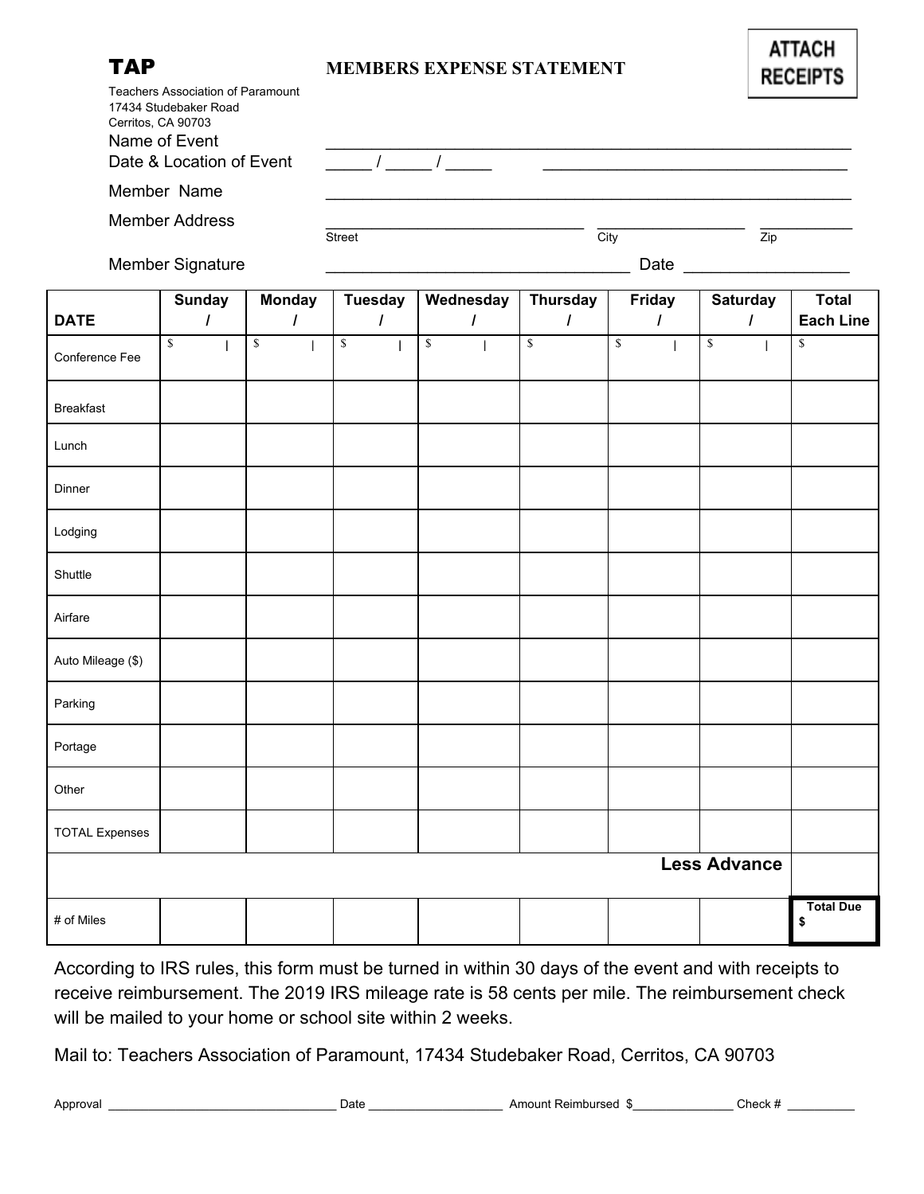# TAP

## MEMBERS EXPENSE STATEMENT

**ATTACH RECEIPTS**

Teachers Association of Paramount
17434 Studebaker Road
Cerritos, CA 90703

Name of Event ____________________________________________

Date & Location of Event _____ / _____ / _____ ____________________________

Member Name ____________________________________________

Member Address ______________________ ______________ ________
Street City Zip

Member Signature ___________________________ Date ______________

| DATE | Sunday / | Monday / | Tuesday / | Wednesday / | Thursday / | Friday / | Saturday / | Total Each Line |
|---|---|---|---|---|---|---|---|---|
| Conference Fee | $ \| | $ \| | $ \| | $ \| | $ | $ \| | $ \| | $ |
| Breakfast | | | | | | | | |
| Lunch | | | | | | | | |
| Dinner | | | | | | | | |
| Lodging | | | | | | | | |
| Shuttle | | | | | | | | |
| Airfare | | | | | | | | |
| Auto Mileage ($) | | | | | | | | |
| Parking | | | | | | | | |
| Portage | | | | | | | | |
| Other | | | | | | | | |
| TOTAL Expenses | | | | | | | | |
| | | | | | | | **Less Advance** | |
| # of Miles | | | | | | | | **Total Due** $ |

According to IRS rules, this form must be turned in within 30 days of the event and with receipts to receive reimbursement. The 2019 IRS mileage rate is 58 cents per mile. The reimbursement check will be mailed to your home or school site within 2 weeks.

Mail to: Teachers Association of Paramount, 17434 Studebaker Road, Cerritos, CA 90703

Approval ___________________________ Date ________________ Amount Reimbursed $_____________ Check # _________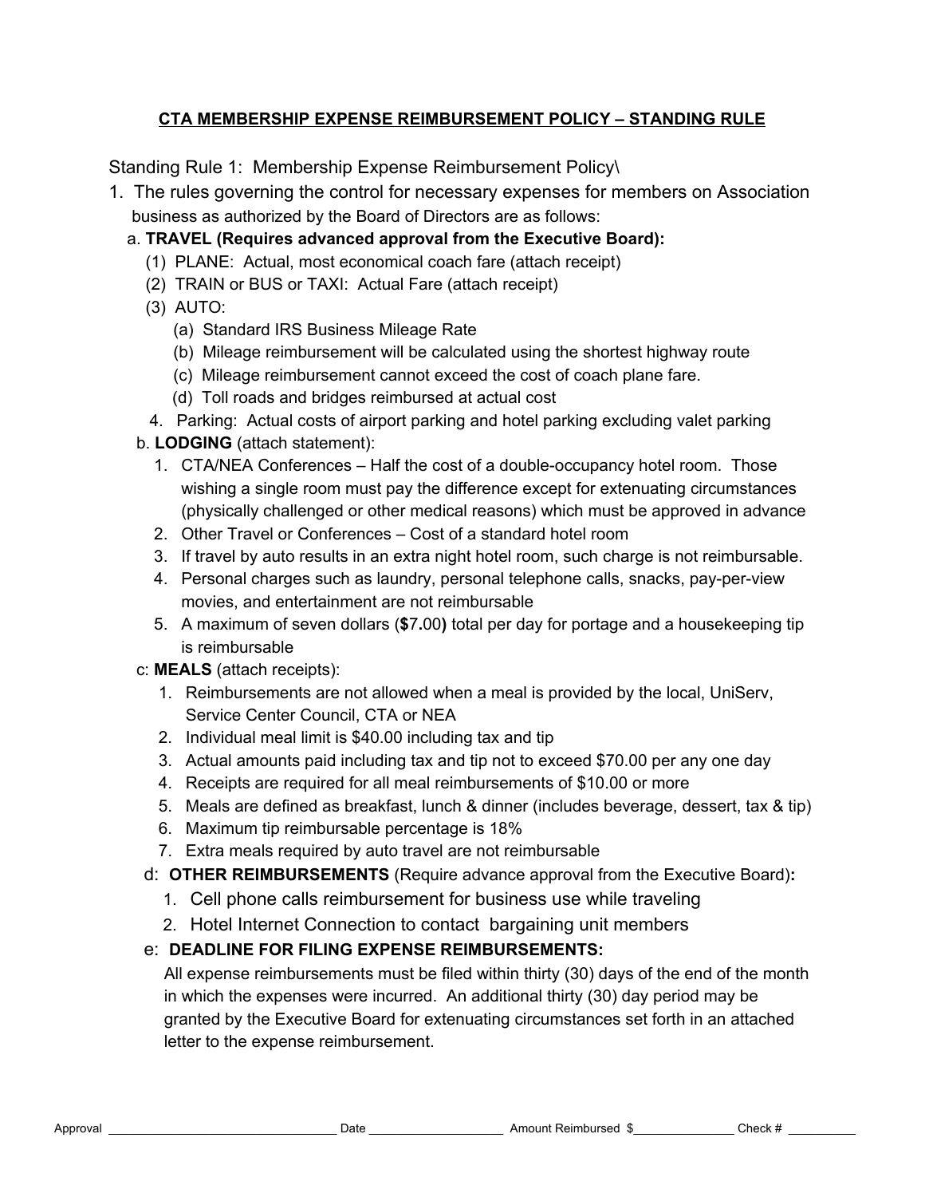## CTA MEMBERSHIP EXPENSE REIMBURSEMENT POLICY – STANDING RULE

Standing Rule 1: Membership Expense Reimbursement Policy\

1. The rules governing the control for necessary expenses for members on Association business as authorized by the Board of Directors are as follows:

   a. **TRAVEL (Requires advanced approval from the Executive Board):**

      (1) PLANE: Actual, most economical coach fare (attach receipt)

      (2) TRAIN or BUS or TAXI: Actual Fare (attach receipt)

      (3) AUTO:

         (a) Standard IRS Business Mileage Rate

         (b) Mileage reimbursement will be calculated using the shortest highway route

         (c) Mileage reimbursement cannot exceed the cost of coach plane fare.

         (d) Toll roads and bridges reimbursed at actual cost

      4. Parking: Actual costs of airport parking and hotel parking excluding valet parking

   b. **LODGING** (attach statement):

      1. CTA/NEA Conferences – Half the cost of a double-occupancy hotel room. Those wishing a single room must pay the difference except for extenuating circumstances (physically challenged or other medical reasons) which must be approved in advance
      2. Other Travel or Conferences – Cost of a standard hotel room
      3. If travel by auto results in an extra night hotel room, such charge is not reimbursable.
      4. Personal charges such as laundry, personal telephone calls, snacks, pay-per-view movies, and entertainment are not reimbursable
      5. A maximum of seven dollars (**$**7.00**)** total per day for portage and a housekeeping tip is reimbursable

   c: **MEALS** (attach receipts):

      1. Reimbursements are not allowed when a meal is provided by the local, UniServ, Service Center Council, CTA or NEA
      2. Individual meal limit is $40.00 including tax and tip
      3. Actual amounts paid including tax and tip not to exceed $70.00 per any one day
      4. Receipts are required for all meal reimbursements of $10.00 or more
      5. Meals are defined as breakfast, lunch & dinner (includes beverage, dessert, tax & tip)
      6. Maximum tip reimbursable percentage is 18%
      7. Extra meals required by auto travel are not reimbursable

   d: **OTHER REIMBURSEMENTS** (Require advance approval from the Executive Board)**:**

      1. Cell phone calls reimbursement for business use while traveling
      2. Hotel Internet Connection to contact bargaining unit members

   e: **DEADLINE FOR FILING EXPENSE REIMBURSEMENTS:**

      All expense reimbursements must be filed within thirty (30) days of the end of the month in which the expenses were incurred. An additional thirty (30) day period may be granted by the Executive Board for extenuating circumstances set forth in an attached letter to the expense reimbursement.

Approval ________________________ Date ______________ Amount Reimbursed $___________ Check # ________